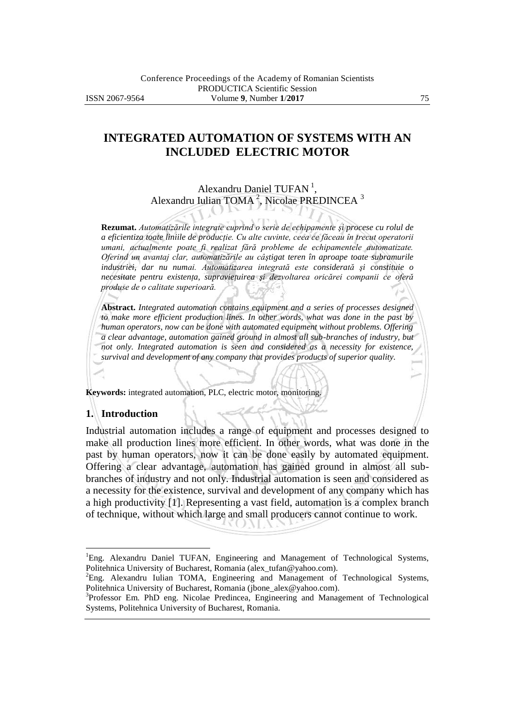# INTEGRATED AUTOMATION OF SYSTEMS WITH AN INCLUDED ELECTRIC MOTOR

Alexandru Daniel TUFAN [1],
Alexandru Iulian TOMA [2], Nicolae PREDINCEA [3]

**Rezumat.** *Automatizările integrate cuprind o serie de echipamente şi procese cu rolul de a eficientiza toate liniile de producţie. Cu alte cuvinte, ceea ce făceau în trecut operatorii umani, actualmente poate fi realizat fără probleme de echipamentele automatizate. Oferind un avantaj clar, automatizările au câştigat teren în aproape toate subramurile industriei, dar nu numai. Automatizarea integrată este considerată şi constituie o necesitate pentru existenţa, supravieţuirea şi dezvoltarea oricărei companii ce oferă produse de o calitate superioară.*

**Abstract.** *Integrated automation contains equipment and a series of processes designed to make more efficient production lines. In other words, what was done in the past by human operators, now can be done with automated equipment without problems. Offering a clear advantage, automation gained ground in almost all sub-branches of industry, but not only. Integrated automation is seen and considered as a necessity for existence, survival and development of any company that provides products of superior quality.*

**Keywords:** integrated automation, PLC, electric motor, monitoring.

## 1. Introduction

Industrial automation includes a range of equipment and processes designed to make all production lines more efficient. In other words, what was done in the past by human operators, now it can be done easily by automated equipment. Offering a clear advantage, automation has gained ground in almost all sub-branches of industry and not only. Industrial automation is seen and considered as a necessity for the existence, survival and development of any company which has a high productivity [1]. Representing a vast field, automation is a complex branch of technique, without which large and small producers cannot continue to work.

---

[1]Eng. Alexandru Daniel TUFAN, Engineering and Management of Technological Systems, Politehnica University of Bucharest, Romania (alex_tufan@yahoo.com).

[2]Eng. Alexandru Iulian TOMA, Engineering and Management of Technological Systems, Politehnica University of Bucharest, Romania (jbone_alex@yahoo.com).

[3]Professor Em. PhD eng. Nicolae Predincea, Engineering and Management of Technological Systems, Politehnica University of Bucharest, Romania.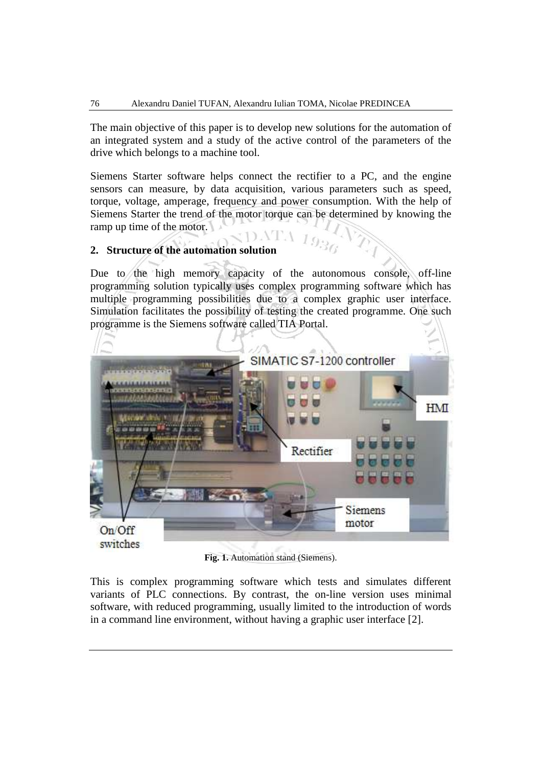The main objective of this paper is to develop new solutions for the automation of an integrated system and a study of the active control of the parameters of the drive which belongs to a machine tool.

Siemens Starter software helps connect the rectifier to a PC, and the engine sensors can measure, by data acquisition, various parameters such as speed, torque, voltage, amperage, frequency and power consumption. With the help of Siemens Starter the trend of the motor torque can be determined by knowing the ramp up time of the motor.

## 2. Structure of the automation solution

Due to the high memory capacity of the autonomous console, off-line programming solution typically uses complex programming software which has multiple programming possibilities due to a complex graphic user interface. Simulation facilitates the possibility of testing the created programme. One such programme is the Siemens software called TIA Portal.

**Fig. 1.** Automation stand (Siemens).

This is complex programming software which tests and simulates different variants of PLC connections. By contrast, the on-line version uses minimal software, with reduced programming, usually limited to the introduction of words in a command line environment, without having a graphic user interface [2].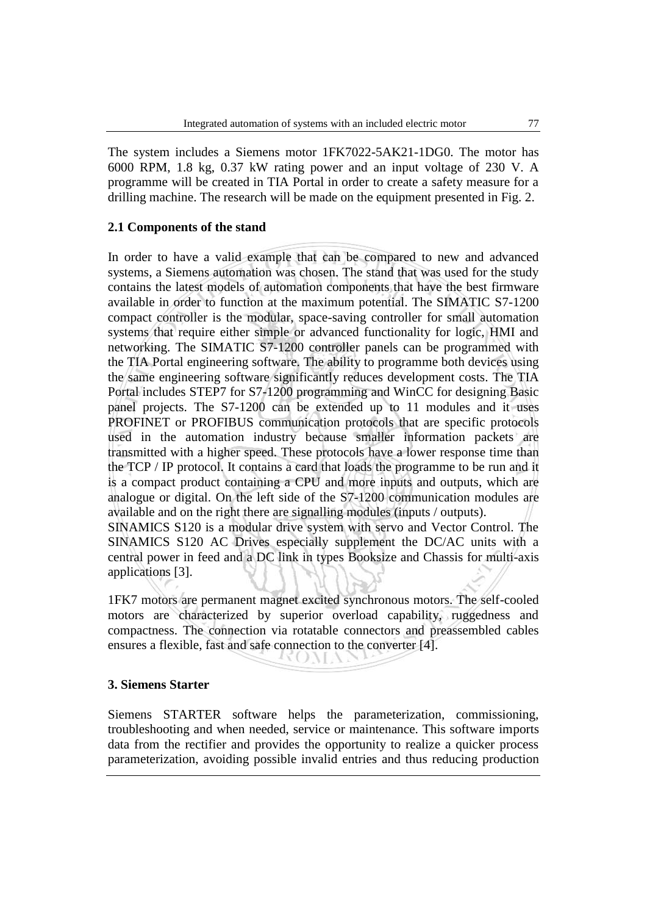The system includes a Siemens motor 1FK7022-5AK21-1DG0. The motor has 6000 RPM, 1.8 kg, 0.37 kW rating power and an input voltage of 230 V. A programme will be created in TIA Portal in order to create a safety measure for a drilling machine. The research will be made on the equipment presented in Fig. 2.

### 2.1 Components of the stand

In order to have a valid example that can be compared to new and advanced systems, a Siemens automation was chosen. The stand that was used for the study contains the latest models of automation components that have the best firmware available in order to function at the maximum potential. The SIMATIC S7-1200 compact controller is the modular, space-saving controller for small automation systems that require either simple or advanced functionality for logic, HMI and networking. The SIMATIC S7-1200 controller panels can be programmed with the TIA Portal engineering software. The ability to programme both devices using the same engineering software significantly reduces development costs. The TIA Portal includes STEP7 for S7-1200 programming and WinCC for designing Basic panel projects. The S7-1200 can be extended up to 11 modules and it uses PROFINET or PROFIBUS communication protocols that are specific protocols used in the automation industry because smaller information packets are transmitted with a higher speed. These protocols have a lower response time than the TCP / IP protocol. It contains a card that loads the programme to be run and it is a compact product containing a CPU and more inputs and outputs, which are analogue or digital. On the left side of the S7-1200 communication modules are available and on the right there are signalling modules (inputs / outputs).
SINAMICS S120 is a modular drive system with servo and Vector Control. The SINAMICS S120 AC Drives especially supplement the DC/AC units with a central power in feed and a DC link in types Booksize and Chassis for multi-axis applications [3].

1FK7 motors are permanent magnet excited synchronous motors. The self-cooled motors are characterized by superior overload capability, ruggedness and compactness. The connection via rotatable connectors and preassembled cables ensures a flexible, fast and safe connection to the converter [4].

## 3. Siemens Starter

Siemens STARTER software helps the parameterization, commissioning, troubleshooting and when needed, service or maintenance. This software imports data from the rectifier and provides the opportunity to realize a quicker process parameterization, avoiding possible invalid entries and thus reducing production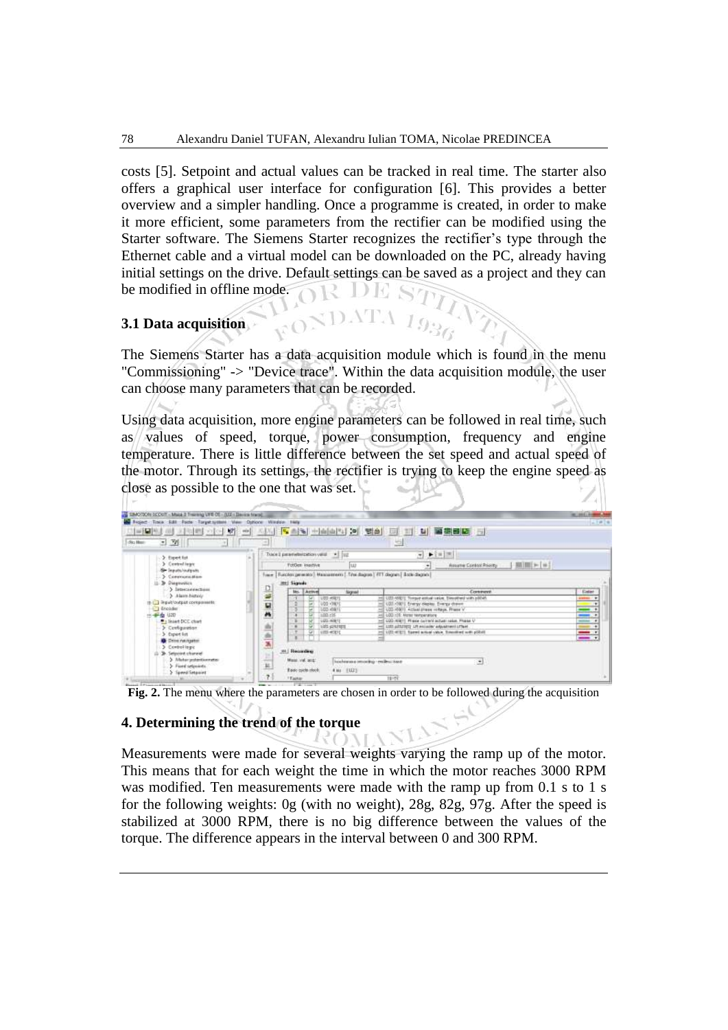costs [5]. Setpoint and actual values can be tracked in real time. The starter also offers a graphical user interface for configuration [6]. This provides a better overview and a simpler handling. Once a programme is created, in order to make it more efficient, some parameters from the rectifier can be modified using the Starter software. The Siemens Starter recognizes the rectifier's type through the Ethernet cable and a virtual model can be downloaded on the PC, already having initial settings on the drive. Default settings can be saved as a project and they can be modified in offline mode.

### 3.1 Data acquisition

The Siemens Starter has a data acquisition module which is found in the menu "Commissioning" -> "Device trace". Within the data acquisition module, the user can choose many parameters that can be recorded.

Using data acquisition, more engine parameters can be followed in real time, such as values of speed, torque, power consumption, frequency and engine temperature. There is little difference between the set speed and actual speed of the motor. Through its settings, the rectifier is trying to keep the engine speed as close as possible to the one that was set.

**Fig. 2.** The menu where the parameters are chosen in order to be followed during the acquisition

## 4. Determining the trend of the torque

Measurements were made for several weights varying the ramp up of the motor. This means that for each weight the time in which the motor reaches 3000 RPM was modified. Ten measurements were made with the ramp up from 0.1 s to 1 s for the following weights: 0g (with no weight), 28g, 82g, 97g. After the speed is stabilized at 3000 RPM, there is no big difference between the values of the torque. The difference appears in the interval between 0 and 300 RPM.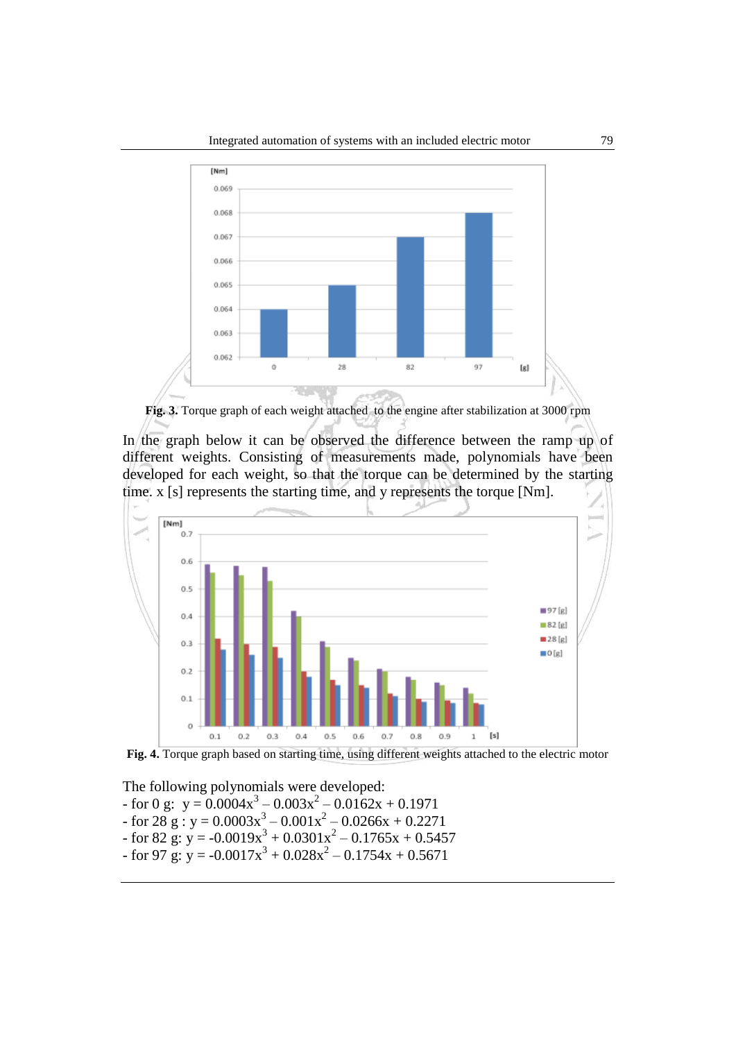Fig. 3. Torque graph of each weight attached to the engine after stabilization at 3000 rpm

In the graph below it can be observed the difference between the ramp up of different weights. Consisting of measurements made, polynomials have been developed for each weight, so that the torque can be determined by the starting time. x [s] represents the starting time, and y represents the torque [Nm].

Fig. 4. Torque graph based on starting time, using different weights attached to the electric motor

The following polynomials were developed:

- for 0 g: $y = 0.0004x^3 - 0.003x^2 - 0.0162x + 0.1971$
- for 28 g : $y = 0.0003x^3 - 0.001x^2 - 0.0266x + 0.2271$
- for 82 g: $y = -0.0019x^3 + 0.0301x^2 - 0.1765x + 0.5457$
- for 97 g: $y = -0.0017x^3 + 0.028x^2 - 0.1754x + 0.5671$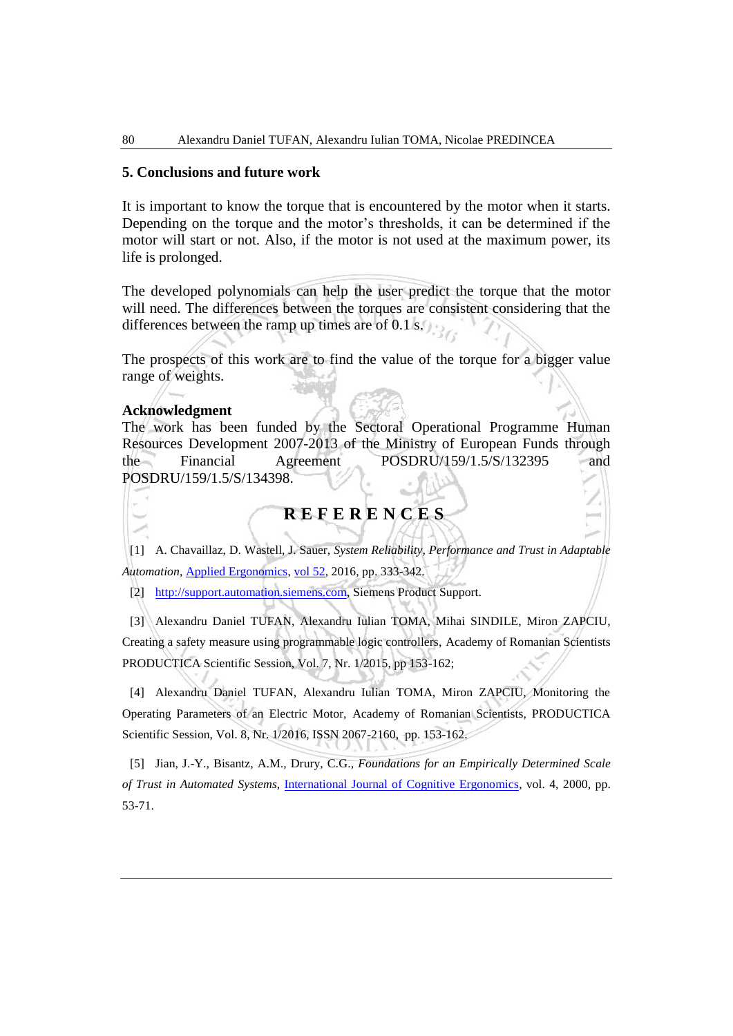## 5. Conclusions and future work

It is important to know the torque that is encountered by the motor when it starts. Depending on the torque and the motor's thresholds, it can be determined if the motor will start or not. Also, if the motor is not used at the maximum power, its life is prolonged.

The developed polynomials can help the user predict the torque that the motor will need. The differences between the torques are consistent considering that the differences between the ramp up times are of 0.1 s.

The prospects of this work are to find the value of the torque for a bigger value range of weights.

**Acknowledgment**

The work has been funded by the Sectoral Operational Programme Human Resources Development 2007-2013 of the Ministry of European Funds through the Financial Agreement POSDRU/159/1.5/S/132395 and POSDRU/159/1.5/S/134398.

## REFERENCES

[1] A. Chavaillaz, D. Wastell, J. Sauer, *System Reliability, Performance and Trust in Adaptable Automation*, Applied Ergonomics, vol 52, 2016, pp. 333-342.

[2] http://support.automation.siemens.com, Siemens Product Support.

[3] Alexandru Daniel TUFAN, Alexandru Iulian TOMA, Mihai SINDILE, Miron ZAPCIU, Creating a safety measure using programmable logic controllers, Academy of Romanian Scientists PRODUCTICA Scientific Session, Vol. 7, Nr. 1/2015, pp 153-162;

[4] Alexandru Daniel TUFAN, Alexandru Iulian TOMA, Miron ZAPCIU, Monitoring the Operating Parameters of an Electric Motor, Academy of Romanian Scientists, PRODUCTICA Scientific Session, Vol. 8, Nr. 1/2016, ISSN 2067-2160, pp. 153-162.

[5] Jian, J.-Y., Bisantz, A.M., Drury, C.G., *Foundations for an Empirically Determined Scale of Trust in Automated Systems*, International Journal of Cognitive Ergonomics, vol. 4, 2000, pp. 53-71.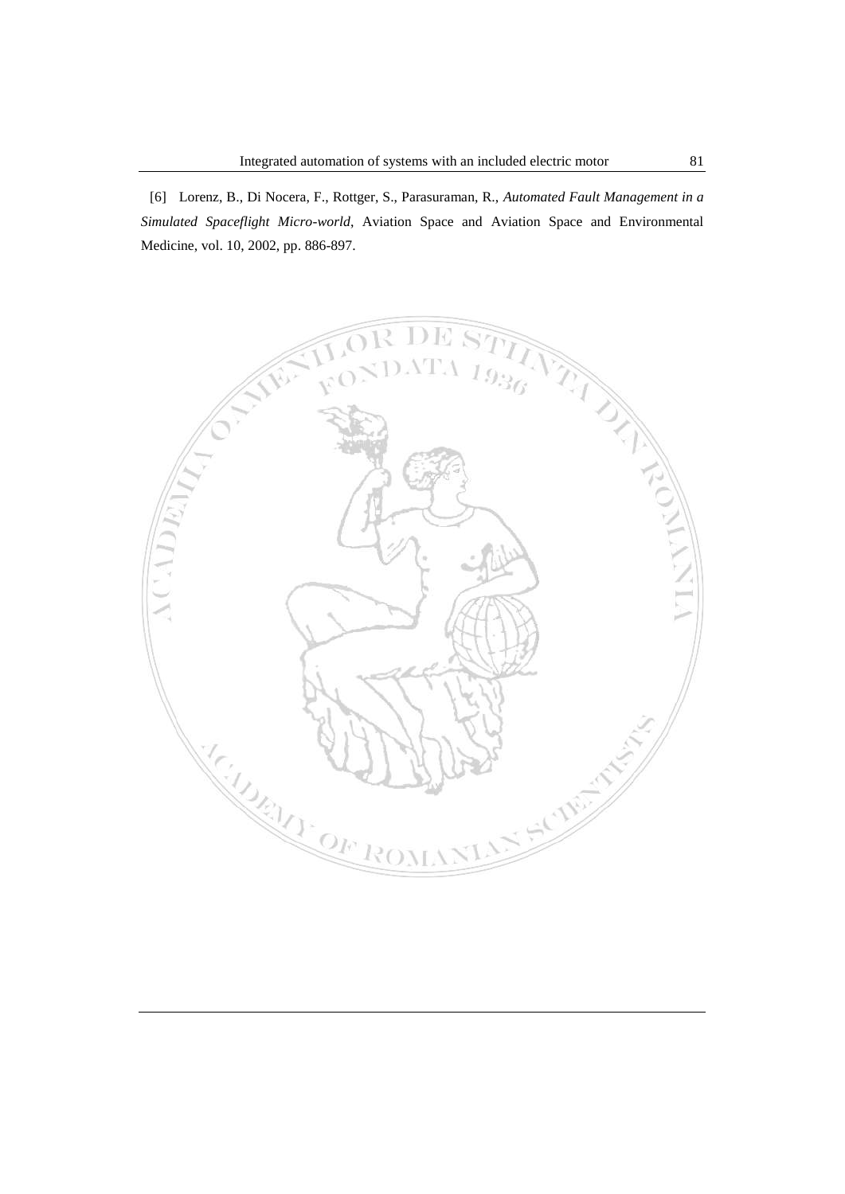[6] Lorenz, B., Di Nocera, F., Rottger, S., Parasuraman, R., *Automated Fault Management in a Simulated Spaceflight Micro-world*, Aviation Space and Aviation Space and Environmental Medicine, vol. 10, 2002, pp. 886-897.